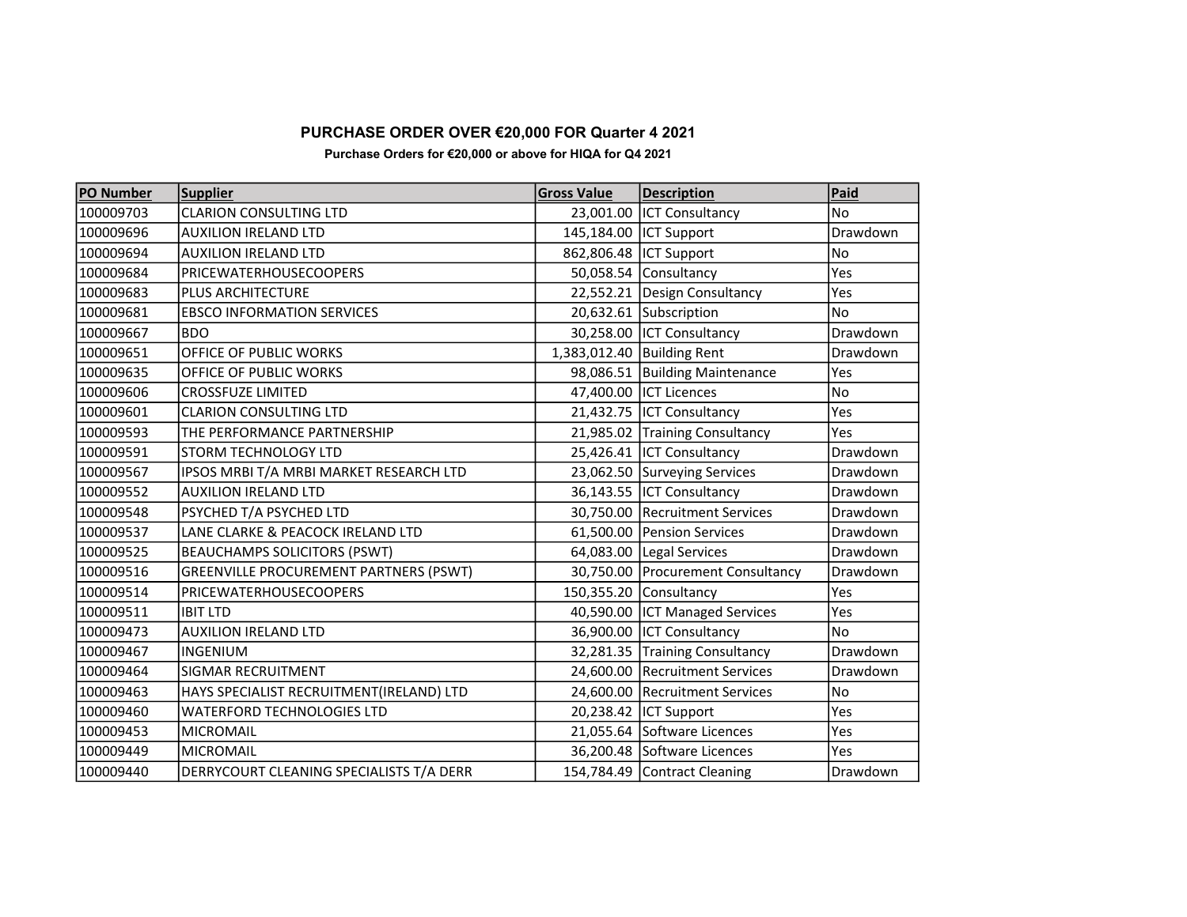## PURCHASE ORDER OVER €20,000 FOR Quarter 4 2021

**Purchase Orders for €20,000 or above for HIQA for Q4 2021**

| PO Number | Supplier | Gross Value | Description | Paid |
|---|---|---|---|---|
| 100009703 | CLARION CONSULTING LTD | 23,001.00 | ICT Consultancy | No |
| 100009696 | AUXILION IRELAND LTD | 145,184.00 | ICT Support | Drawdown |
| 100009694 | AUXILION IRELAND LTD | 862,806.48 | ICT Support | No |
| 100009684 | PRICEWATERHOUSECOOPERS | 50,058.54 | Consultancy | Yes |
| 100009683 | PLUS ARCHITECTURE | 22,552.21 | Design Consultancy | Yes |
| 100009681 | EBSCO INFORMATION SERVICES | 20,632.61 | Subscription | No |
| 100009667 | BDO | 30,258.00 | ICT Consultancy | Drawdown |
| 100009651 | OFFICE OF PUBLIC WORKS | 1,383,012.40 | Building Rent | Drawdown |
| 100009635 | OFFICE OF PUBLIC WORKS | 98,086.51 | Building Maintenance | Yes |
| 100009606 | CROSSFUZE LIMITED | 47,400.00 | ICT Licences | No |
| 100009601 | CLARION CONSULTING LTD | 21,432.75 | ICT Consultancy | Yes |
| 100009593 | THE PERFORMANCE PARTNERSHIP | 21,985.02 | Training Consultancy | Yes |
| 100009591 | STORM TECHNOLOGY LTD | 25,426.41 | ICT Consultancy | Drawdown |
| 100009567 | IPSOS MRBI T/A MRBI MARKET RESEARCH LTD | 23,062.50 | Surveying Services | Drawdown |
| 100009552 | AUXILION IRELAND LTD | 36,143.55 | ICT Consultancy | Drawdown |
| 100009548 | PSYCHED T/A PSYCHED LTD | 30,750.00 | Recruitment Services | Drawdown |
| 100009537 | LANE CLARKE & PEACOCK IRELAND LTD | 61,500.00 | Pension Services | Drawdown |
| 100009525 | BEAUCHAMPS SOLICITORS (PSWT) | 64,083.00 | Legal Services | Drawdown |
| 100009516 | GREENVILLE PROCUREMENT PARTNERS (PSWT) | 30,750.00 | Procurement Consultancy | Drawdown |
| 100009514 | PRICEWATERHOUSECOOPERS | 150,355.20 | Consultancy | Yes |
| 100009511 | IBIT LTD | 40,590.00 | ICT Managed Services | Yes |
| 100009473 | AUXILION IRELAND LTD | 36,900.00 | ICT Consultancy | No |
| 100009467 | INGENIUM | 32,281.35 | Training Consultancy | Drawdown |
| 100009464 | SIGMAR RECRUITMENT | 24,600.00 | Recruitment Services | Drawdown |
| 100009463 | HAYS SPECIALIST RECRUITMENT(IRELAND) LTD | 24,600.00 | Recruitment Services | No |
| 100009460 | WATERFORD TECHNOLOGIES LTD | 20,238.42 | ICT Support | Yes |
| 100009453 | MICROMAIL | 21,055.64 | Software Licences | Yes |
| 100009449 | MICROMAIL | 36,200.48 | Software Licences | Yes |
| 100009440 | DERRYCOURT CLEANING SPECIALISTS T/A DERR | 154,784.49 | Contract Cleaning | Drawdown |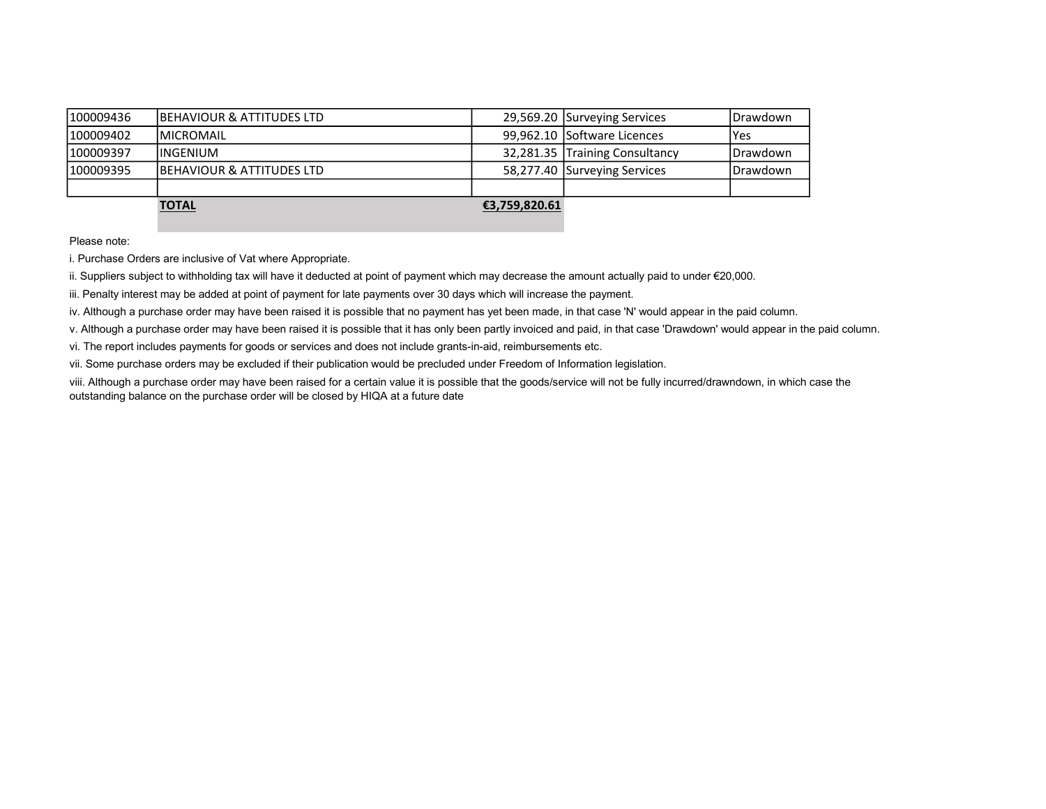| | | | | |
|---|---|---|---|---|
| 100009436 | BEHAVIOUR & ATTITUDES LTD | 29,569.20 | Surveying Services | Drawdown |
| 100009402 | MICROMAIL | 99,962.10 | Software Licences | Yes |
| 100009397 | INGENIUM | 32,281.35 | Training Consultancy | Drawdown |
| 100009395 | BEHAVIOUR & ATTITUDES LTD | 58,277.40 | Surveying Services | Drawdown |
| | | | | |
| | **TOTAL** | **€3,759,820.61** | | |

Please note:

i. Purchase Orders are inclusive of Vat where Appropriate.

ii. Suppliers subject to withholding tax will have it deducted at point of payment which may decrease the amount actually paid to under €20,000.

iii. Penalty interest may be added at point of payment for late payments over 30 days which will increase the payment.

iv. Although a purchase order may have been raised it is possible that no payment has yet been made, in that case 'N' would appear in the paid column.

v. Although a purchase order may have been raised it is possible that it has only been partly invoiced and paid, in that case 'Drawdown' would appear in the paid column.

vi. The report includes payments for goods or services and does not include grants-in-aid, reimbursements etc.

vii. Some purchase orders may be excluded if their publication would be precluded under Freedom of Information legislation.

viii. Although a purchase order may have been raised for a certain value it is possible that the goods/service will not be fully incurred/drawndown, in which case the outstanding balance on the purchase order will be closed by HIQA at a future date